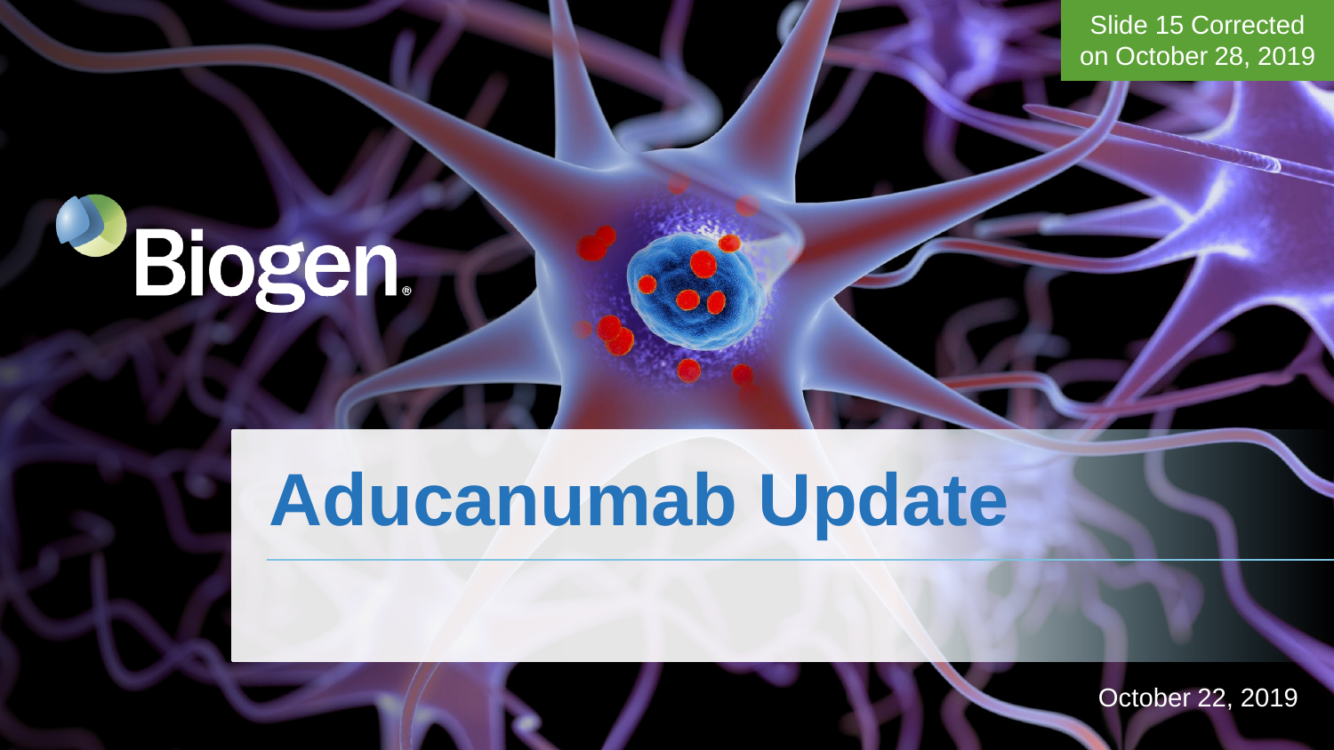Slide 15 Corrected on October 28, 2019

Biogen

# Aducanumab Update

October 22, 2019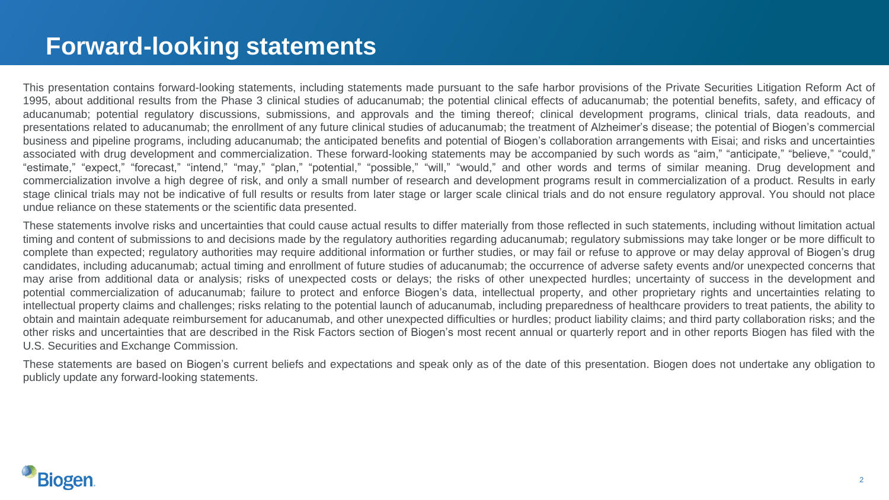# Forward-looking statements

This presentation contains forward-looking statements, including statements made pursuant to the safe harbor provisions of the Private Securities Litigation Reform Act of 1995, about additional results from the Phase 3 clinical studies of aducanumab; the potential clinical effects of aducanumab; the potential benefits, safety, and efficacy of aducanumab; potential regulatory discussions, submissions, and approvals and the timing thereof; clinical development programs, clinical trials, data readouts, and presentations related to aducanumab; the enrollment of any future clinical studies of aducanumab; the treatment of Alzheimer's disease; the potential of Biogen's commercial business and pipeline programs, including aducanumab; the anticipated benefits and potential of Biogen's collaboration arrangements with Eisai; and risks and uncertainties associated with drug development and commercialization. These forward-looking statements may be accompanied by such words as "aim," "anticipate," "believe," "could," "estimate," "expect," "forecast," "intend," "may," "plan," "potential," "possible," "will," "would," and other words and terms of similar meaning. Drug development and commercialization involve a high degree of risk, and only a small number of research and development programs result in commercialization of a product. Results in early stage clinical trials may not be indicative of full results or results from later stage or larger scale clinical trials and do not ensure regulatory approval. You should not place undue reliance on these statements or the scientific data presented.

These statements involve risks and uncertainties that could cause actual results to differ materially from those reflected in such statements, including without limitation actual timing and content of submissions to and decisions made by the regulatory authorities regarding aducanumab; regulatory submissions may take longer or be more difficult to complete than expected; regulatory authorities may require additional information or further studies, or may fail or refuse to approve or may delay approval of Biogen's drug candidates, including aducanumab; actual timing and enrollment of future studies of aducanumab; the occurrence of adverse safety events and/or unexpected concerns that may arise from additional data or analysis; risks of unexpected costs or delays; the risks of other unexpected hurdles; uncertainty of success in the development and potential commercialization of aducanumab; failure to protect and enforce Biogen's data, intellectual property, and other proprietary rights and uncertainties relating to intellectual property claims and challenges; risks relating to the potential launch of aducanumab, including preparedness of healthcare providers to treat patients, the ability to obtain and maintain adequate reimbursement for aducanumab, and other unexpected difficulties or hurdles; product liability claims; and third party collaboration risks; and the other risks and uncertainties that are described in the Risk Factors section of Biogen's most recent annual or quarterly report and in other reports Biogen has filed with the U.S. Securities and Exchange Commission.

These statements are based on Biogen's current beliefs and expectations and speak only as of the date of this presentation. Biogen does not undertake any obligation to publicly update any forward-looking statements.

Biogen.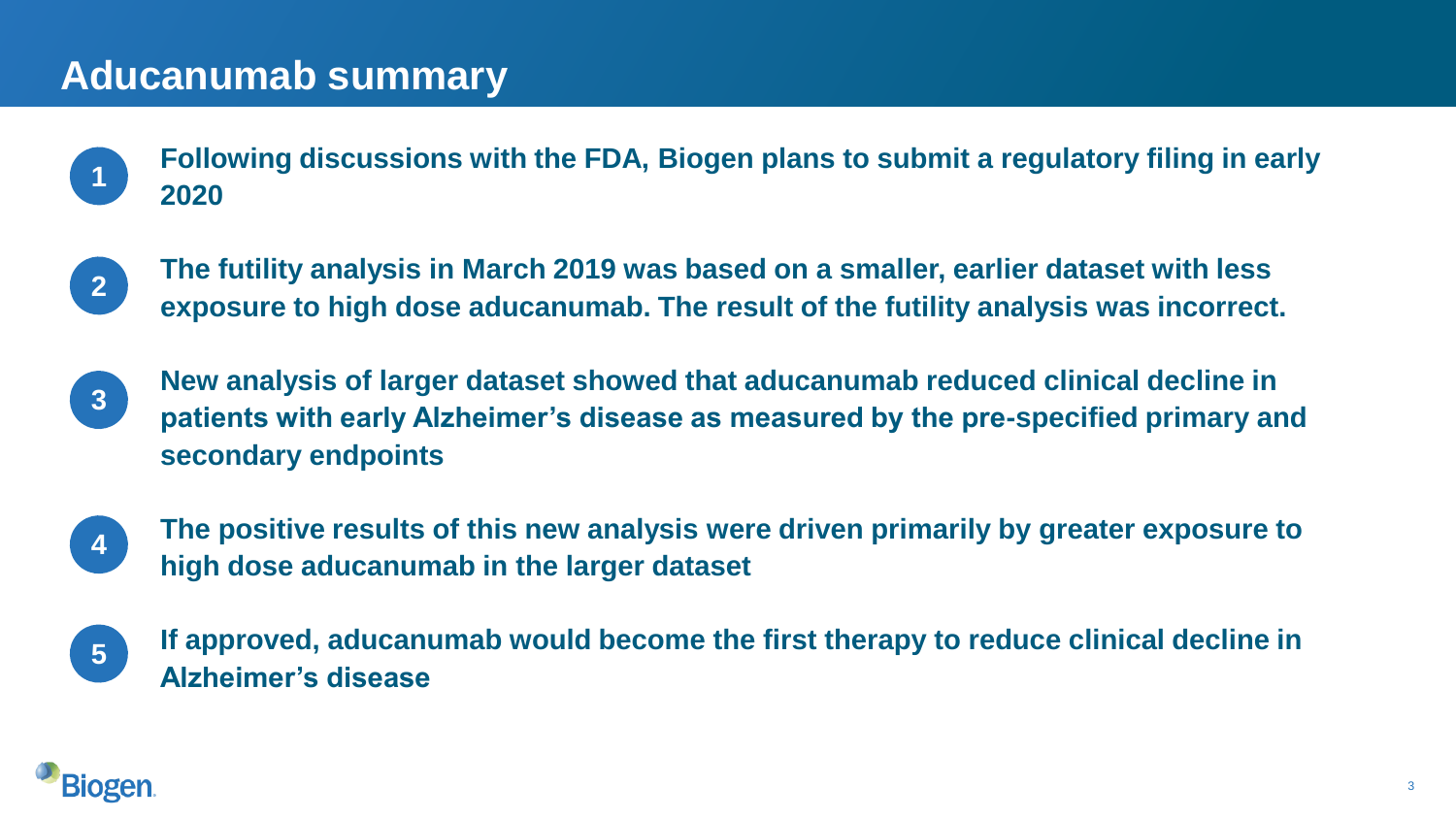# Aducanumab summary

1. **Following discussions with the FDA, Biogen plans to submit a regulatory filing in early 2020**
2. **The futility analysis in March 2019 was based on a smaller, earlier dataset with less exposure to high dose aducanumab. The result of the futility analysis was incorrect.**
3. **New analysis of larger dataset showed that aducanumab reduced clinical decline in patients with early Alzheimer's disease as measured by the pre-specified primary and secondary endpoints**
4. **The positive results of this new analysis were driven primarily by greater exposure to high dose aducanumab in the larger dataset**
5. **If approved, aducanumab would become the first therapy to reduce clinical decline in Alzheimer's disease**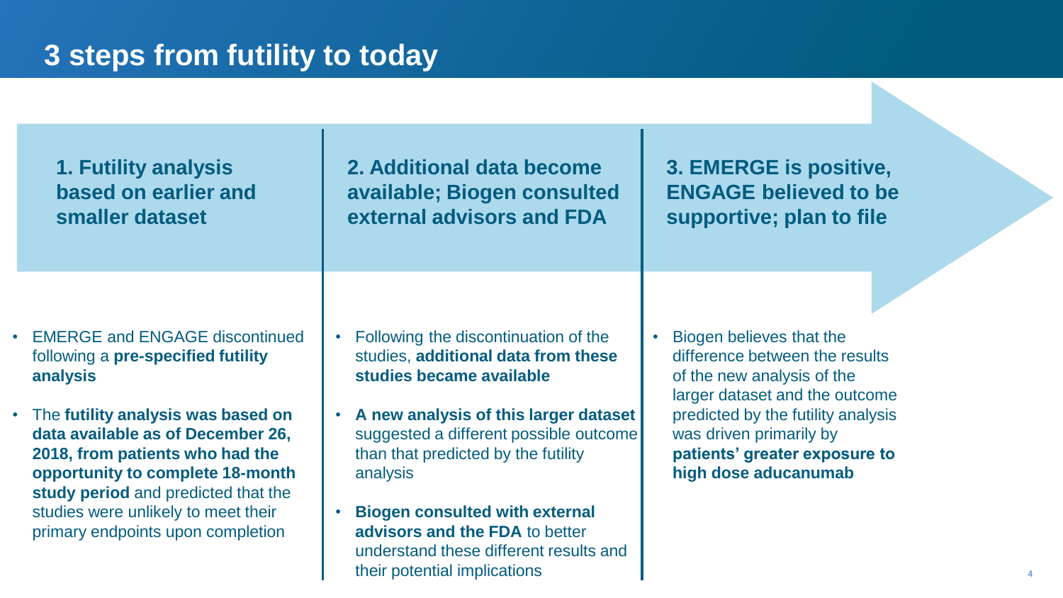# 3 steps from futility to today

### 1. Futility analysis based on earlier and smaller dataset

- EMERGE and ENGAGE discontinued following a **pre-specified futility analysis**
- The **futility analysis was based on data available as of December 26, 2018, from patients who had the opportunity to complete 18-month study period** and predicted that the studies were unlikely to meet their primary endpoints upon completion

### 2. Additional data become available; Biogen consulted external advisors and FDA

- Following the discontinuation of the studies, **additional data from these studies became available**
- **A new analysis of this larger dataset** suggested a different possible outcome than that predicted by the futility analysis
- **Biogen consulted with external advisors and the FDA** to better understand these different results and their potential implications

### 3. EMERGE is positive, ENGAGE believed to be supportive; plan to file

- Biogen believes that the difference between the results of the new analysis of the larger dataset and the outcome predicted by the futility analysis was driven primarily by **patients' greater exposure to high dose aducanumab**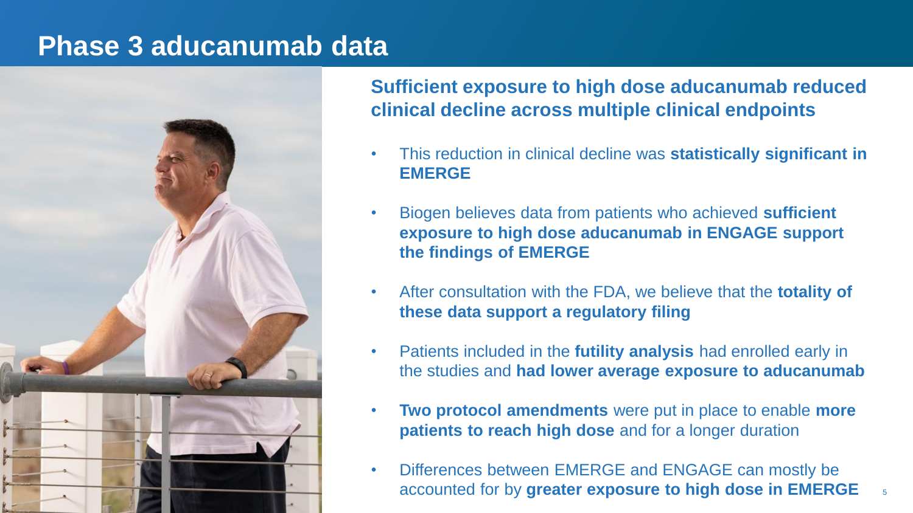# Phase 3 aducanumab data

**Sufficient exposure to high dose aducanumab reduced clinical decline across multiple clinical endpoints**

- This reduction in clinical decline was **statistically significant in EMERGE**
- Biogen believes data from patients who achieved **sufficient exposure to high dose aducanumab in ENGAGE support the findings of EMERGE**
- After consultation with the FDA, we believe that the **totality of these data support a regulatory filing**
- Patients included in the **futility analysis** had enrolled early in the studies and **had lower average exposure to aducanumab**
- **Two protocol amendments** were put in place to enable **more patients to reach high dose** and for a longer duration
- Differences between EMERGE and ENGAGE can mostly be accounted for by **greater exposure to high dose in EMERGE**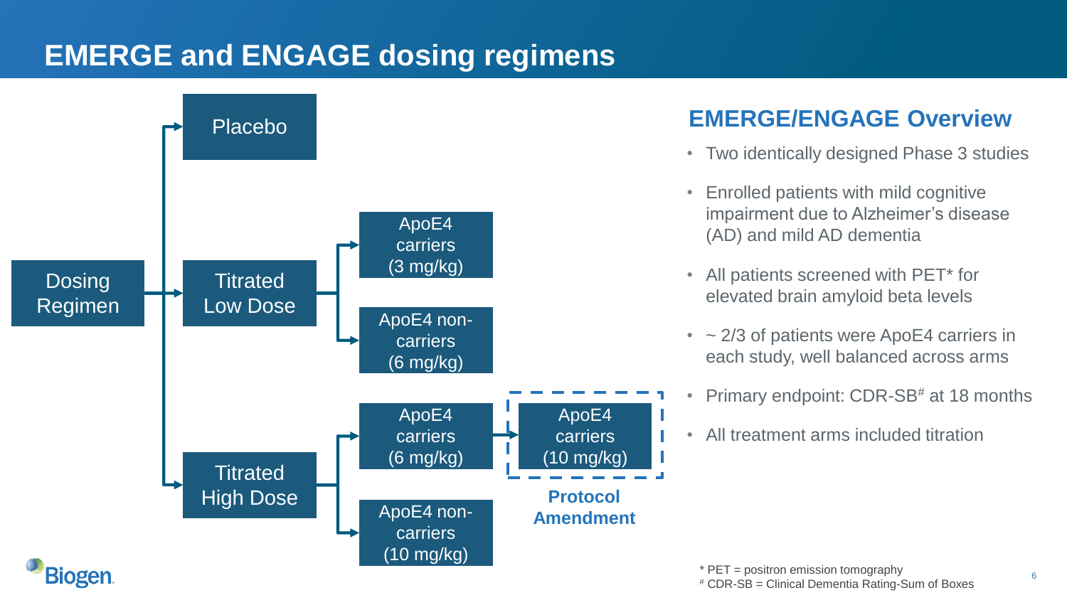# EMERGE and ENGAGE dosing regimens

- Dosing Regimen
  - Placebo
  - Titrated Low Dose
    - ApoE4 carriers (3 mg/kg)
    - ApoE4 non-carriers (6 mg/kg)
  - Titrated High Dose
    - ApoE4 carriers (6 mg/kg) → ApoE4 carriers (10 mg/kg) (**Protocol Amendment**)
    - ApoE4 non-carriers (10 mg/kg)

## EMERGE/ENGAGE Overview

- Two identically designed Phase 3 studies
- Enrolled patients with mild cognitive impairment due to Alzheimer's disease (AD) and mild AD dementia
- All patients screened with PET* for elevated brain amyloid beta levels
- ~ 2/3 of patients were ApoE4 carriers in each study, well balanced across arms
- Primary endpoint: CDR-SB# at 18 months
- All treatment arms included titration

\* PET = positron emission tomography

\# CDR-SB = Clinical Dementia Rating-Sum of Boxes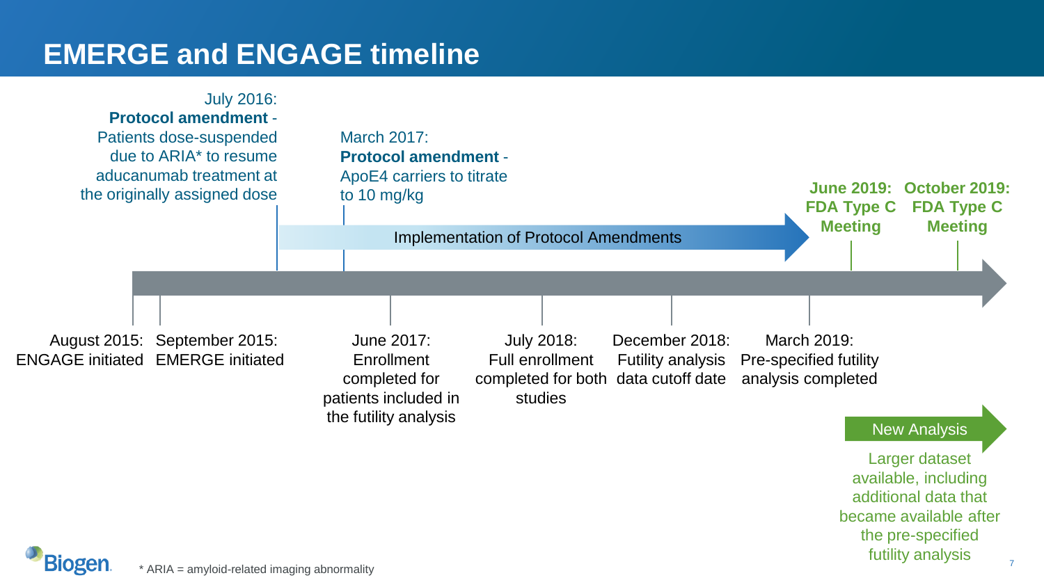# EMERGE and ENGAGE timeline

- **August 2015:** ENGAGE initiated
- **September 2015:** EMERGE initiated
- **July 2016:** **Protocol amendment** - Patients dose-suspended due to ARIA* to resume aducanumab treatment at the originally assigned dose
- **March 2017:** **Protocol amendment** - ApoE4 carriers to titrate to 10 mg/kg
- **June 2017:** Enrollment completed for patients included in the futility analysis
- **July 2018:** Full enrollment completed for both studies
- **December 2018:** Futility analysis data cutoff date
- **March 2019:** Pre-specified futility analysis completed
- **June 2019: FDA Type C Meeting**
- **October 2019: FDA Type C Meeting**

Implementation of Protocol Amendments

**New Analysis**

Larger dataset available, including additional data that became available after the pre-specified futility analysis

* ARIA = amyloid-related imaging abnormality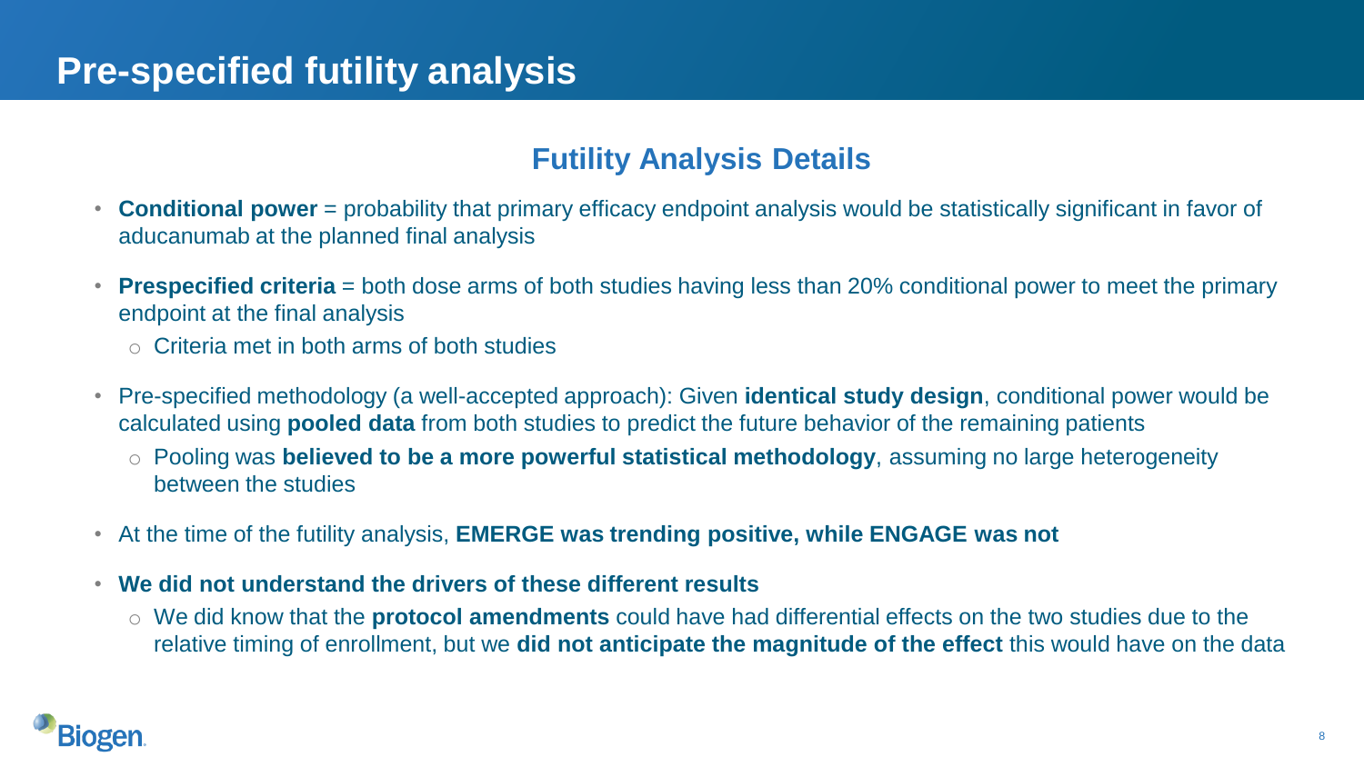# Pre-specified futility analysis

## Futility Analysis Details

- **Conditional power** = probability that primary efficacy endpoint analysis would be statistically significant in favor of aducanumab at the planned final analysis
- **Prespecified criteria** = both dose arms of both studies having less than 20% conditional power to meet the primary endpoint at the final analysis
  - Criteria met in both arms of both studies
- Pre-specified methodology (a well-accepted approach): Given **identical study design**, conditional power would be calculated using **pooled data** from both studies to predict the future behavior of the remaining patients
  - Pooling was **believed to be a more powerful statistical methodology**, assuming no large heterogeneity between the studies
- At the time of the futility analysis, **EMERGE was trending positive, while ENGAGE was not**
- **We did not understand the drivers of these different results**
  - We did know that the **protocol amendments** could have had differential effects on the two studies due to the relative timing of enrollment, but we **did not anticipate the magnitude of the effect** this would have on the data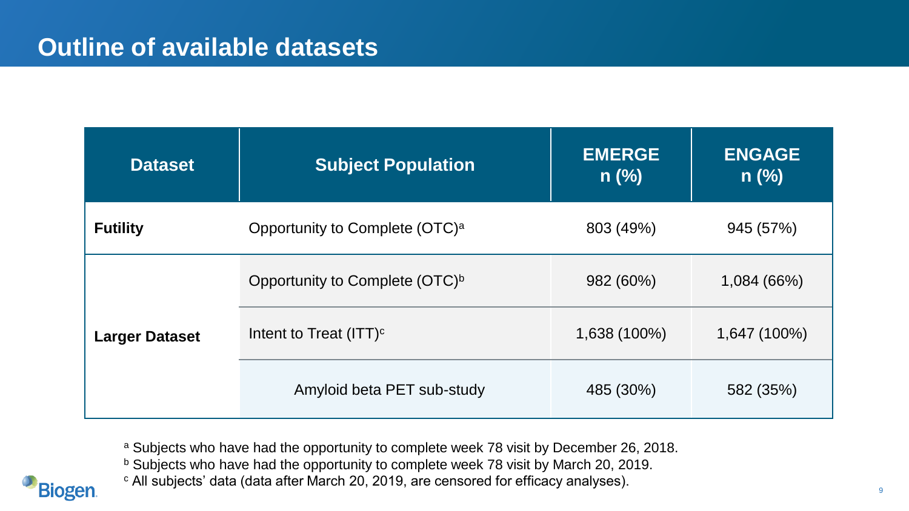# Outline of available datasets

| Dataset | Subject Population | EMERGE n (%) | ENGAGE n (%) |
|---|---|---|---|
| **Futility** | Opportunity to Complete (OTC)[a] | 803 (49%) | 945 (57%) |
| **Larger Dataset** | Opportunity to Complete (OTC)[b] | 982 (60%) | 1,084 (66%) |
| | Intent to Treat (ITT)[c] | 1,638 (100%) | 1,647 (100%) |
| | Amyloid beta PET sub-study | 485 (30%) | 582 (35%) |

[a] Subjects who have had the opportunity to complete week 78 visit by December 26, 2018.
[b] Subjects who have had the opportunity to complete week 78 visit by March 20, 2019.
[c] All subjects' data (data after March 20, 2019, are censored for efficacy analyses).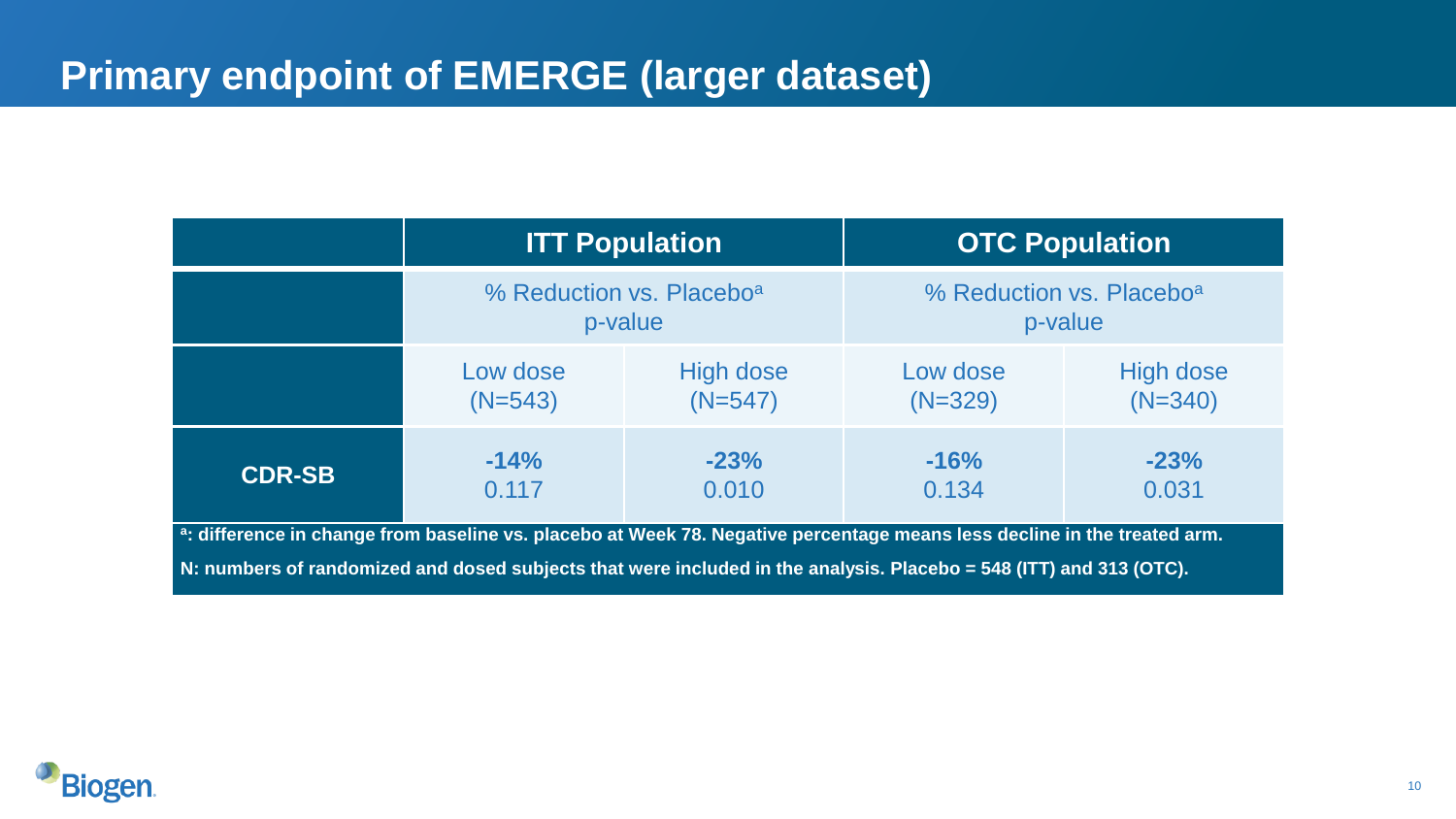# Primary endpoint of EMERGE (larger dataset)

| | ITT Population | | OTC Population | |
|---|---|---|---|---|
| | % Reduction vs. Placebo[a] p-value | | % Reduction vs. Placebo[a] p-value | |
| | Low dose (N=543) | High dose (N=547) | Low dose (N=329) | High dose (N=340) |
| **CDR-SB** | **-14%** 0.117 | **-23%** 0.010 | **-16%** 0.134 | **-23%** 0.031 |

**[a]: difference in change from baseline vs. placebo at Week 78. Negative percentage means less decline in the treated arm.**

**N: numbers of randomized and dosed subjects that were included in the analysis. Placebo = 548 (ITT) and 313 (OTC).**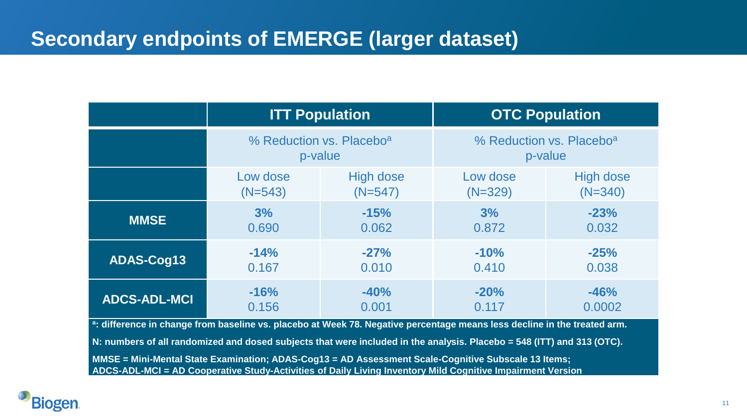# Secondary endpoints of EMERGE (larger dataset)

| | ITT Population | | OTC Population | |
|---|---|---|---|---|
| | % Reduction vs. Placebo[a] p-value | | % Reduction vs. Placebo[a] p-value | |
| | Low dose (N=543) | High dose (N=547) | Low dose (N=329) | High dose (N=340) |
| **MMSE** | **3%** 0.690 | **-15%** 0.062 | **3%** 0.872 | **-23%** 0.032 |
| **ADAS-Cog13** | **-14%** 0.167 | **-27%** 0.010 | **-10%** 0.410 | **-25%** 0.038 |
| **ADCS-ADL-MCI** | **-16%** 0.156 | **-40%** 0.001 | **-20%** 0.117 | **-46%** 0.0002 |

**[a]: difference in change from baseline vs. placebo at Week 78. Negative percentage means less decline in the treated arm.**

**N: numbers of all randomized and dosed subjects that were included in the analysis. Placebo = 548 (ITT) and 313 (OTC).**

**MMSE = Mini-Mental State Examination; ADAS-Cog13 = AD Assessment Scale-Cognitive Subscale 13 Items; ADCS-ADL-MCI = AD Cooperative Study-Activities of Daily Living Inventory Mild Cognitive Impairment Version**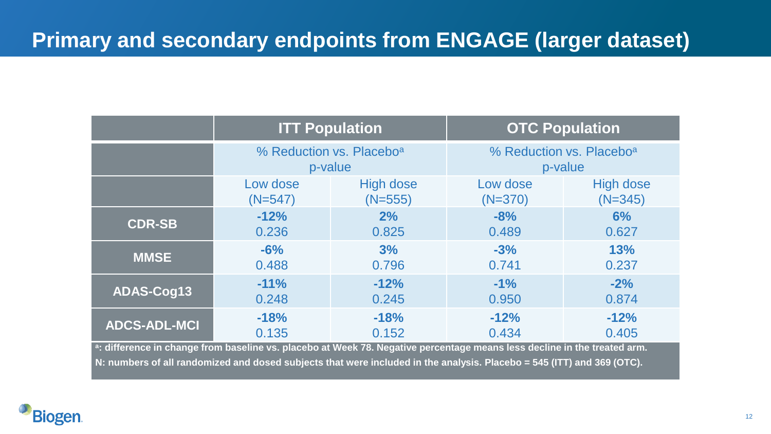# Primary and secondary endpoints from ENGAGE (larger dataset)

| | ITT Population | | OTC Population | |
|---|---|---|---|---|
| | % Reduction vs. Placebo[a] p-value | | % Reduction vs. Placebo[a] p-value | |
| | Low dose (N=547) | High dose (N=555) | Low dose (N=370) | High dose (N=345) |
| **CDR-SB** | **-12%** 0.236 | **2%** 0.825 | **-8%** 0.489 | **6%** 0.627 |
| **MMSE** | **-6%** 0.488 | **3%** 0.796 | **-3%** 0.741 | **13%** 0.237 |
| **ADAS-Cog13** | **-11%** 0.248 | **-12%** 0.245 | **-1%** 0.950 | **-2%** 0.874 |
| **ADCS-ADL-MCI** | **-18%** 0.135 | **-18%** 0.152 | **-12%** 0.434 | **-12%** 0.405 |

**[a]: difference in change from baseline vs. placebo at Week 78. Negative percentage means less decline in the treated arm.**

**N: numbers of all randomized and dosed subjects that were included in the analysis. Placebo = 545 (ITT) and 369 (OTC).**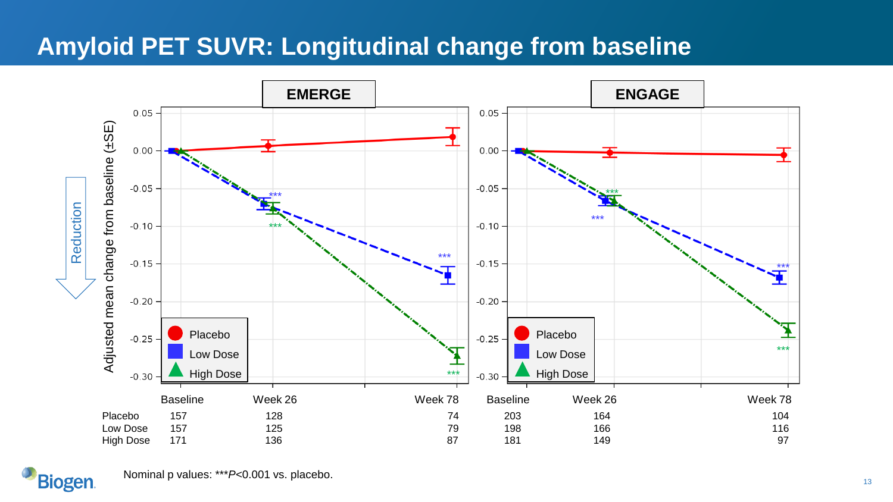# Amyloid PET SUVR: Longitudinal change from baseline

**EMERGE** | **ENGAGE**

Adjusted mean change from baseline (±SE)

Reduction

| | Baseline | Week 26 | Week 78 | Baseline | Week 26 | Week 78 |
|---|---|---|---|---|---|---|
| Placebo | 157 | 128 | 74 | 203 | 164 | 104 |
| Low Dose | 157 | 125 | 79 | 198 | 166 | 116 |
| High Dose | 171 | 136 | 87 | 181 | 149 | 97 |

Nominal p values: ****P*<0.001 vs. placebo.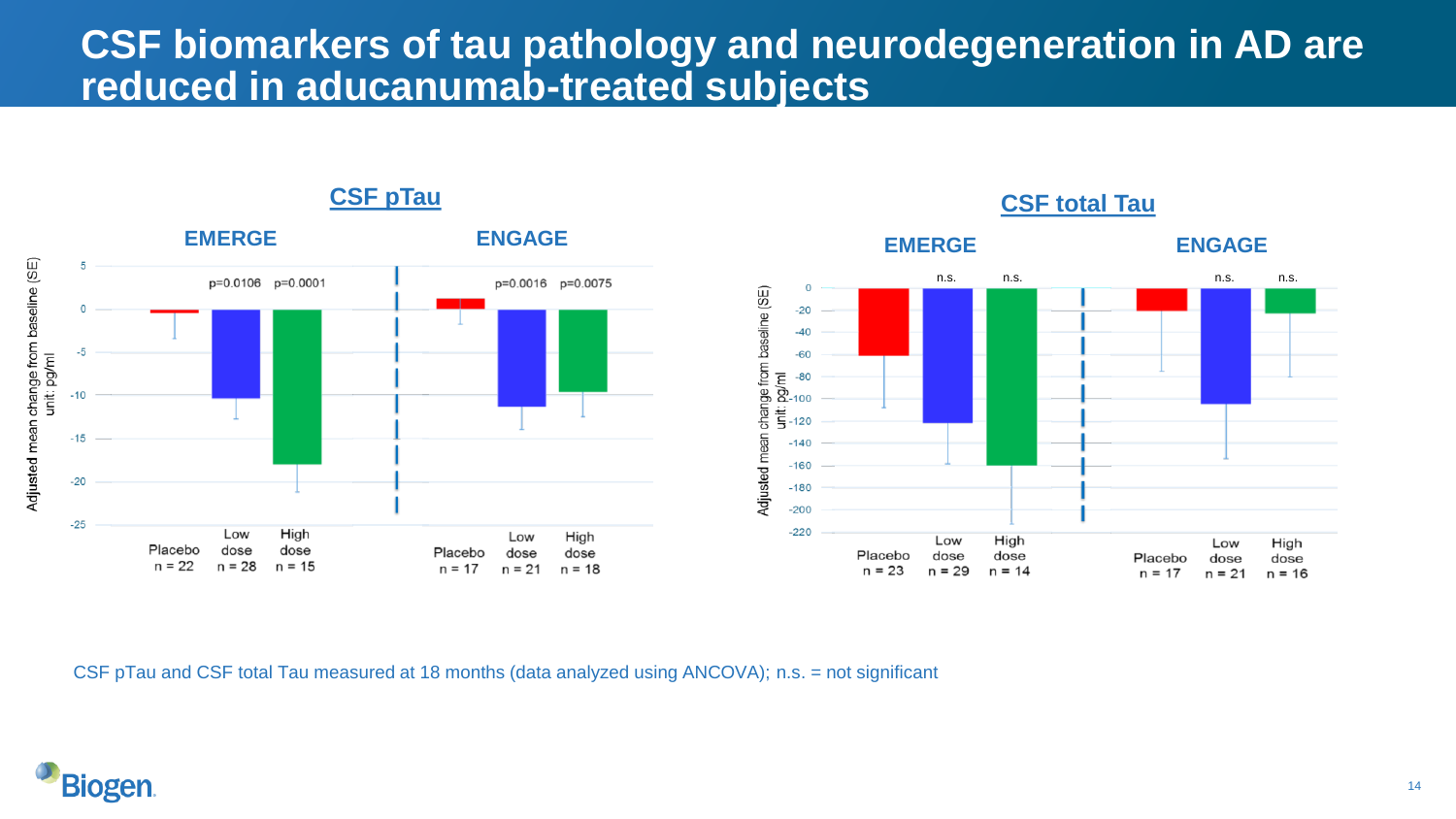# CSF biomarkers of tau pathology and neurodegeneration in AD are reduced in aducanumab-treated subjects

## CSF pTau

| | EMERGE | | | ENGAGE | | |
|---|---|---|---|---|---|---|
| | Placebo n = 22 | Low dose n = 28 | High dose n = 15 | Placebo n = 17 | Low dose n = 21 | High dose n = 18 |
| p-value | | p=0.0106 | p=0.0001 | | p=0.0016 | p=0.0075 |

Adjusted mean change from baseline (SE), unit: pg/ml

## CSF total Tau

| | EMERGE | | | ENGAGE | | |
|---|---|---|---|---|---|---|
| | Placebo n = 23 | Low dose n = 29 | High dose n = 14 | Placebo n = 17 | Low dose n = 21 | High dose n = 16 |
| p-value | | n.s. | n.s. | | n.s. | n.s. |

Adjusted mean change from baseline (SE), unit: pg/ml

CSF pTau and CSF total Tau measured at 18 months (data analyzed using ANCOVA); n.s. = not significant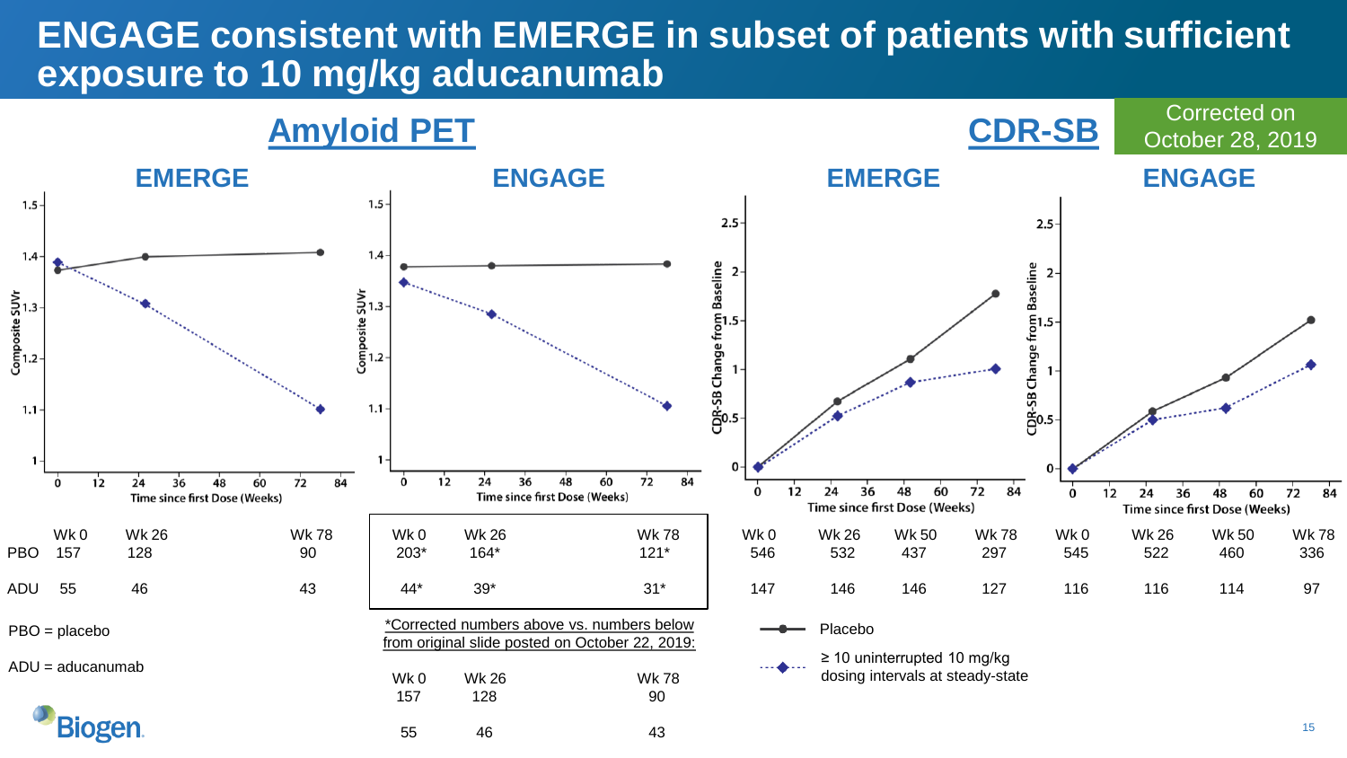# ENGAGE consistent with EMERGE in subset of patients with sufficient exposure to 10 mg/kg aducanumab

Corrected on October 28, 2019

## Amyloid PET

### EMERGE

|  | Wk 0 | Wk 26 | Wk 78 |
|---|---|---|---|
| PBO | 157 | 128 | 90 |
| ADU | 55 | 46 | 43 |

### ENGAGE

| Wk 0 | Wk 26 | Wk 78 |
|---|---|---|
| 203* | 164* | 121* |
| 44* | 39* | 31* |

*Corrected numbers above vs. numbers below from original slide posted on October 22, 2019:

| Wk 0 | Wk 26 | Wk 78 |
|---|---|---|
| 157 | 128 | 90 |
| 55 | 46 | 43 |

PBO = placebo

ADU = aducanumab

## CDR-SB

### EMERGE

| Wk 0 | Wk 26 | Wk 50 | Wk 78 |
|---|---|---|---|
| 546 | 532 | 437 | 297 |
| 147 | 146 | 146 | 127 |

### ENGAGE

| Wk 0 | Wk 26 | Wk 50 | Wk 78 |
|---|---|---|---|
| 545 | 522 | 460 | 336 |
| 116 | 116 | 114 | 97 |

Placebo

≥ 10 uninterrupted 10 mg/kg dosing intervals at steady-state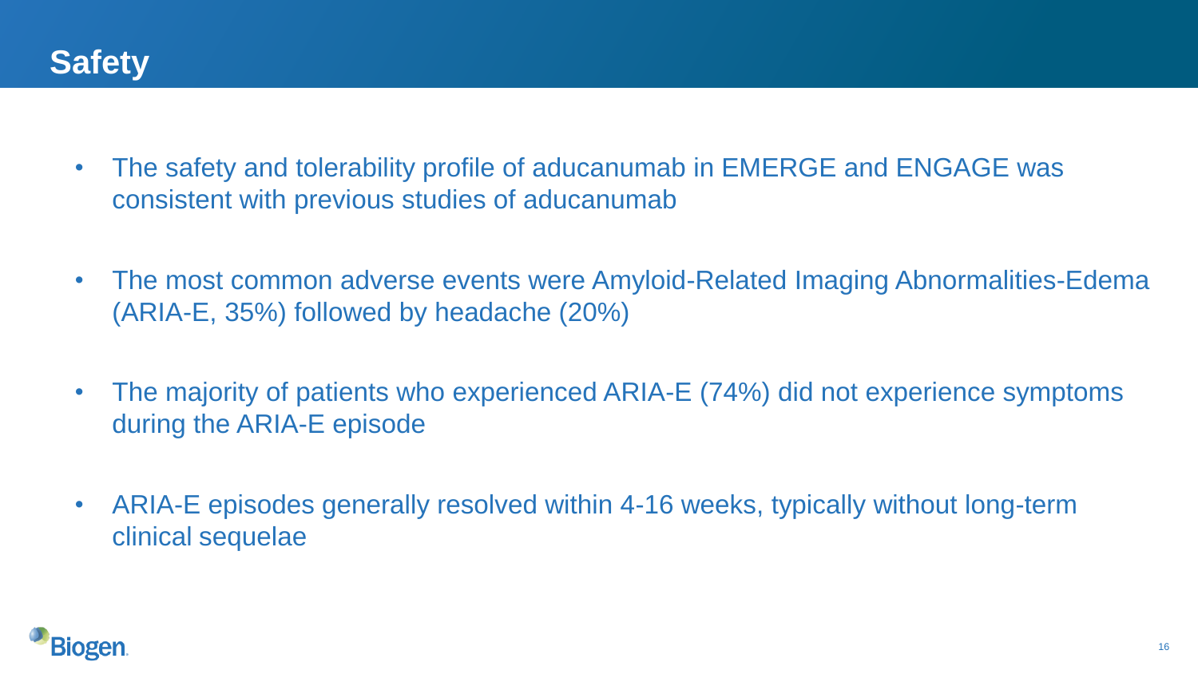# Safety

- The safety and tolerability profile of aducanumab in EMERGE and ENGAGE was consistent with previous studies of aducanumab
- The most common adverse events were Amyloid-Related Imaging Abnormalities-Edema (ARIA-E, 35%) followed by headache (20%)
- The majority of patients who experienced ARIA-E (74%) did not experience symptoms during the ARIA-E episode
- ARIA-E episodes generally resolved within 4-16 weeks, typically without long-term clinical sequelae

Biogen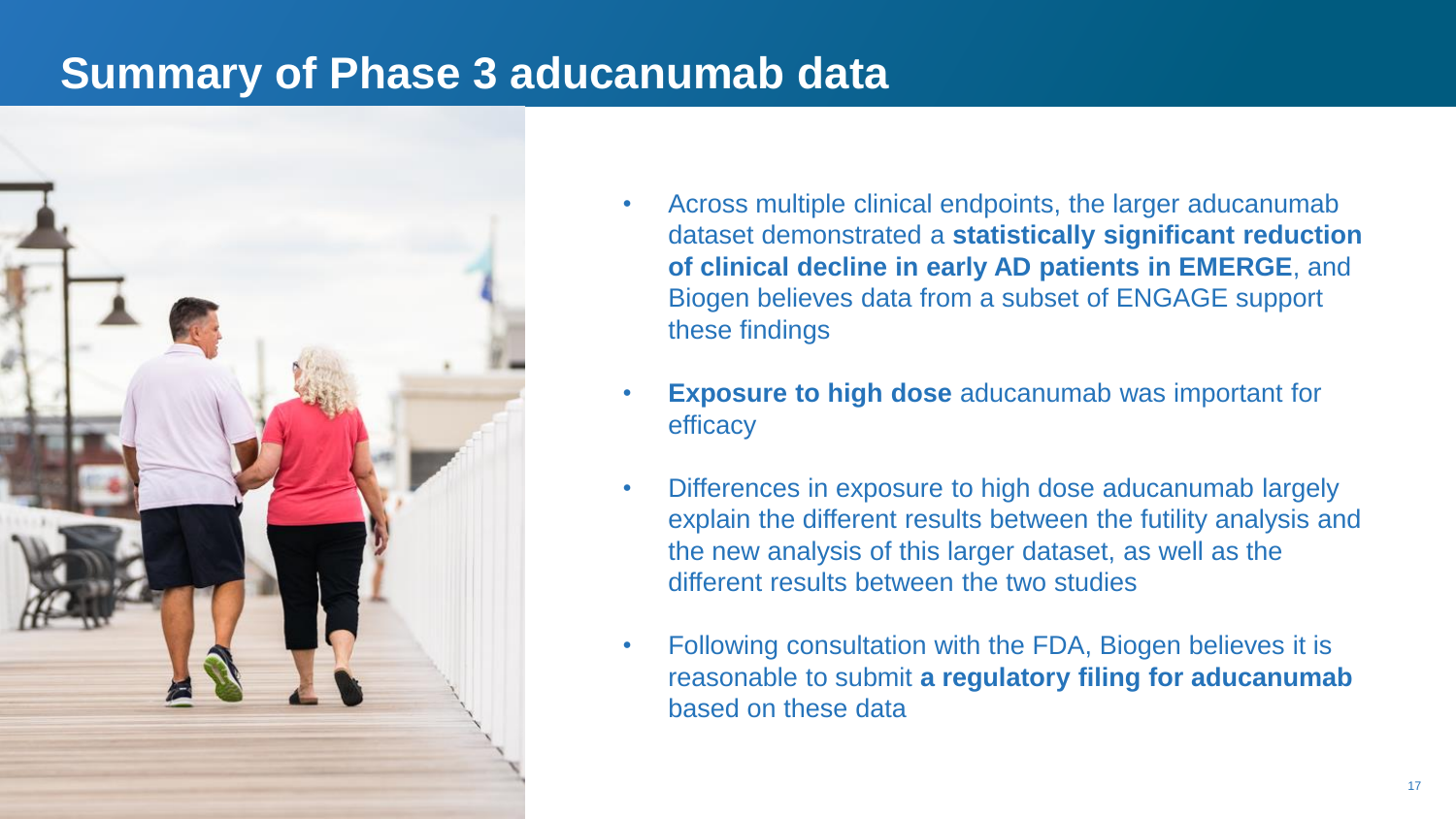# Summary of Phase 3 aducanumab data

- Across multiple clinical endpoints, the larger aducanumab dataset demonstrated a **statistically significant reduction of clinical decline in early AD patients in EMERGE**, and Biogen believes data from a subset of ENGAGE support these findings
- **Exposure to high dose** aducanumab was important for efficacy
- Differences in exposure to high dose aducanumab largely explain the different results between the futility analysis and the new analysis of this larger dataset, as well as the different results between the two studies
- Following consultation with the FDA, Biogen believes it is reasonable to submit **a regulatory filing for aducanumab** based on these data